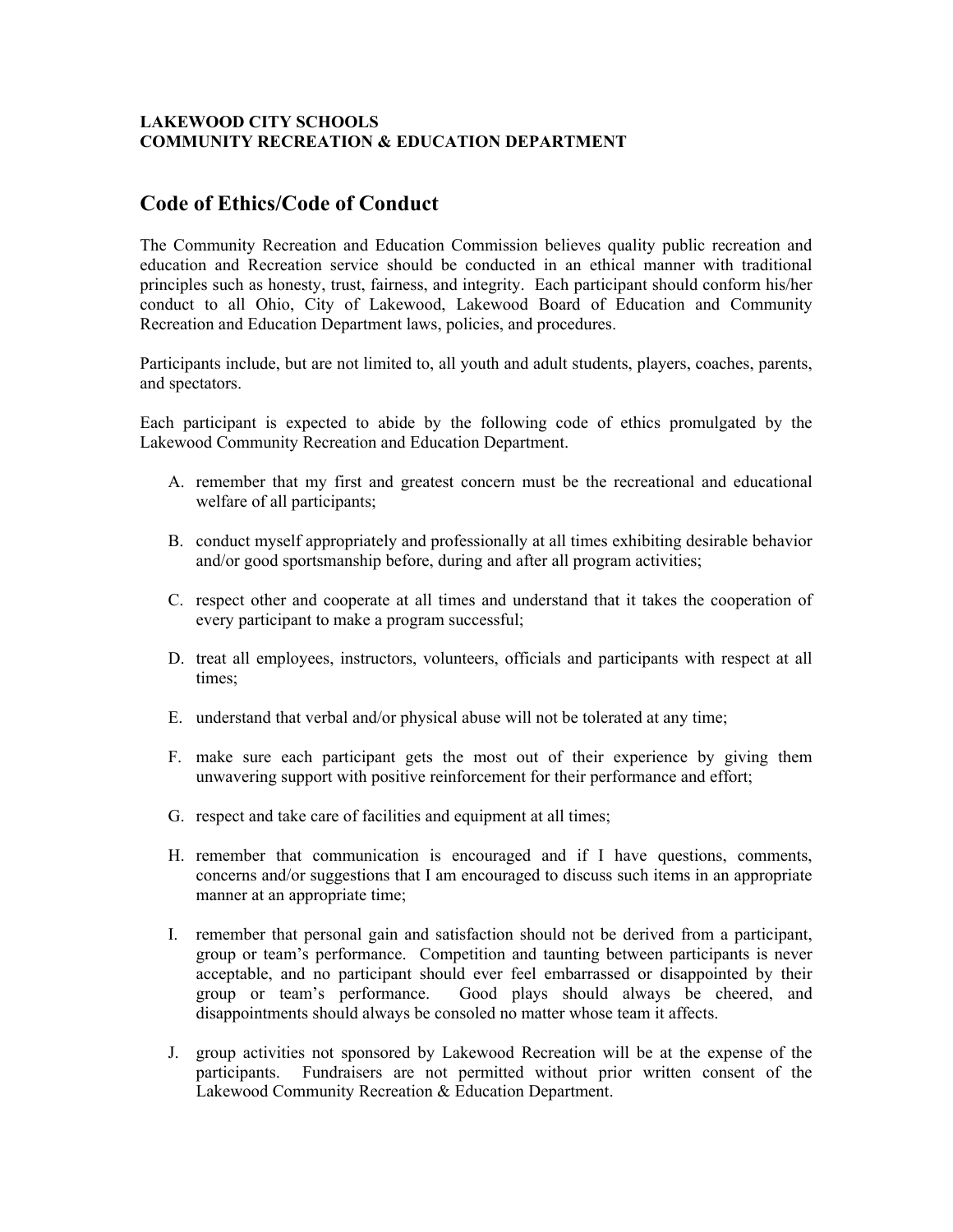**LAKEWOOD CITY SCHOOLS**
**COMMUNITY RECREATION & EDUCATION DEPARTMENT**

## Code of Ethics/Code of Conduct

The Community Recreation and Education Commission believes quality public recreation and education and Recreation service should be conducted in an ethical manner with traditional principles such as honesty, trust, fairness, and integrity. Each participant should conform his/her conduct to all Ohio, City of Lakewood, Lakewood Board of Education and Community Recreation and Education Department laws, policies, and procedures.

Participants include, but are not limited to, all youth and adult students, players, coaches, parents, and spectators.

Each participant is expected to abide by the following code of ethics promulgated by the Lakewood Community Recreation and Education Department.

A. remember that my first and greatest concern must be the recreational and educational welfare of all participants;

B. conduct myself appropriately and professionally at all times exhibiting desirable behavior and/or good sportsmanship before, during and after all program activities;

C. respect other and cooperate at all times and understand that it takes the cooperation of every participant to make a program successful;

D. treat all employees, instructors, volunteers, officials and participants with respect at all times;

E. understand that verbal and/or physical abuse will not be tolerated at any time;

F. make sure each participant gets the most out of their experience by giving them unwavering support with positive reinforcement for their performance and effort;

G. respect and take care of facilities and equipment at all times;

H. remember that communication is encouraged and if I have questions, comments, concerns and/or suggestions that I am encouraged to discuss such items in an appropriate manner at an appropriate time;

I. remember that personal gain and satisfaction should not be derived from a participant, group or team's performance. Competition and taunting between participants is never acceptable, and no participant should ever feel embarrassed or disappointed by their group or team's performance. Good plays should always be cheered, and disappointments should always be consoled no matter whose team it affects.

J. group activities not sponsored by Lakewood Recreation will be at the expense of the participants. Fundraisers are not permitted without prior written consent of the Lakewood Community Recreation & Education Department.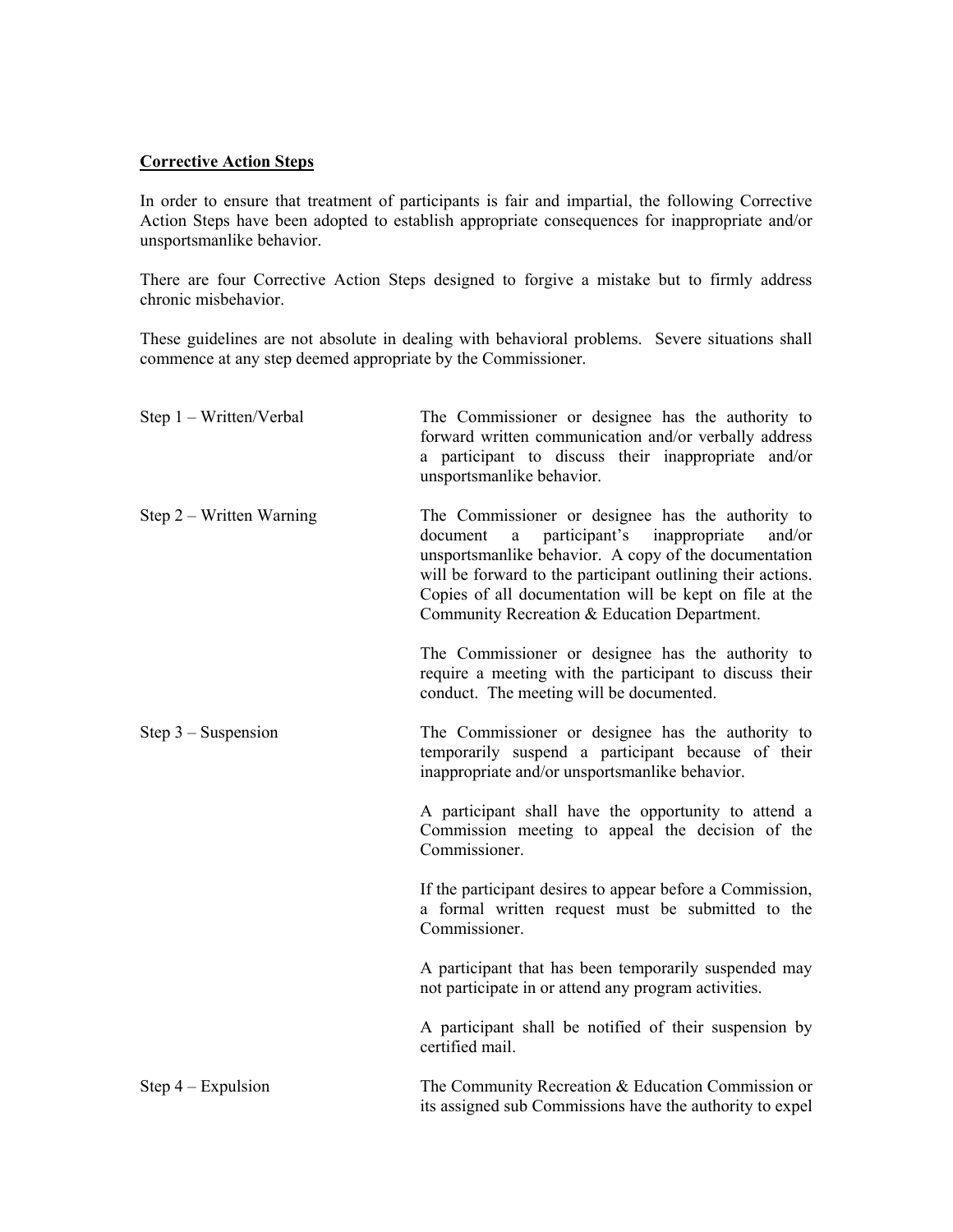**Corrective Action Steps**

In order to ensure that treatment of participants is fair and impartial, the following Corrective Action Steps have been adopted to establish appropriate consequences for inappropriate and/or unsportsmanlike behavior.

There are four Corrective Action Steps designed to forgive a mistake but to firmly address chronic misbehavior.

These guidelines are not absolute in dealing with behavioral problems. Severe situations shall commence at any step deemed appropriate by the Commissioner.

| | |
|---|---|
| Step 1 – Written/Verbal | The Commissioner or designee has the authority to forward written communication and/or verbally address a participant to discuss their inappropriate and/or unsportsmanlike behavior. |
| Step 2 – Written Warning | The Commissioner or designee has the authority to document a participant's inappropriate and/or unsportsmanlike behavior. A copy of the documentation will be forward to the participant outlining their actions. Copies of all documentation will be kept on file at the Community Recreation & Education Department.<br><br>The Commissioner or designee has the authority to require a meeting with the participant to discuss their conduct. The meeting will be documented. |
| Step 3 – Suspension | The Commissioner or designee has the authority to temporarily suspend a participant because of their inappropriate and/or unsportsmanlike behavior.<br><br>A participant shall have the opportunity to attend a Commission meeting to appeal the decision of the Commissioner.<br><br>If the participant desires to appear before a Commission, a formal written request must be submitted to the Commissioner.<br><br>A participant that has been temporarily suspended may not participate in or attend any program activities.<br><br>A participant shall be notified of their suspension by certified mail. |
| Step 4 – Expulsion | The Community Recreation & Education Commission or its assigned sub Commissions have the authority to expel |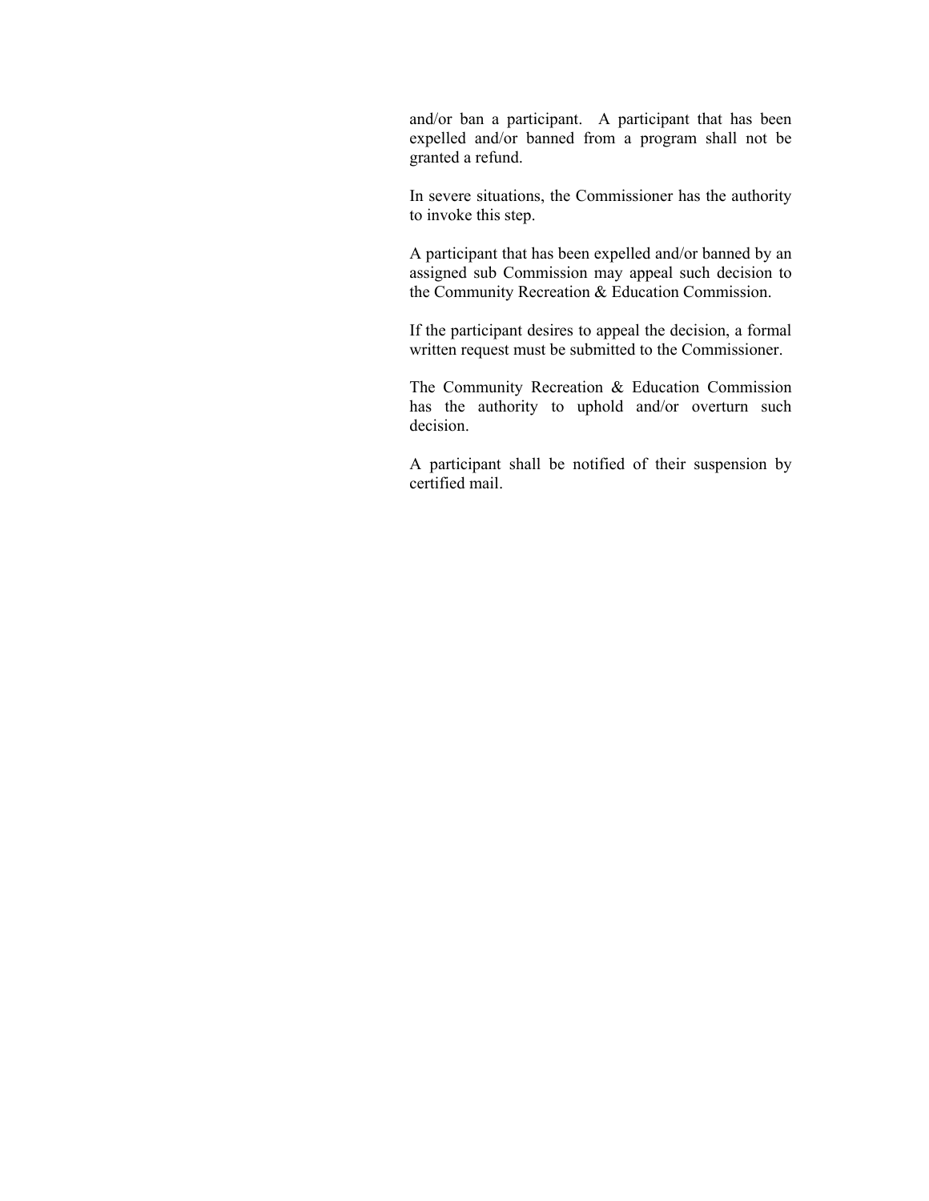and/or ban a participant. A participant that has been expelled and/or banned from a program shall not be granted a refund.

In severe situations, the Commissioner has the authority to invoke this step.

A participant that has been expelled and/or banned by an assigned sub Commission may appeal such decision to the Community Recreation & Education Commission.

If the participant desires to appeal the decision, a formal written request must be submitted to the Commissioner.

The Community Recreation & Education Commission has the authority to uphold and/or overturn such decision.

A participant shall be notified of their suspension by certified mail.